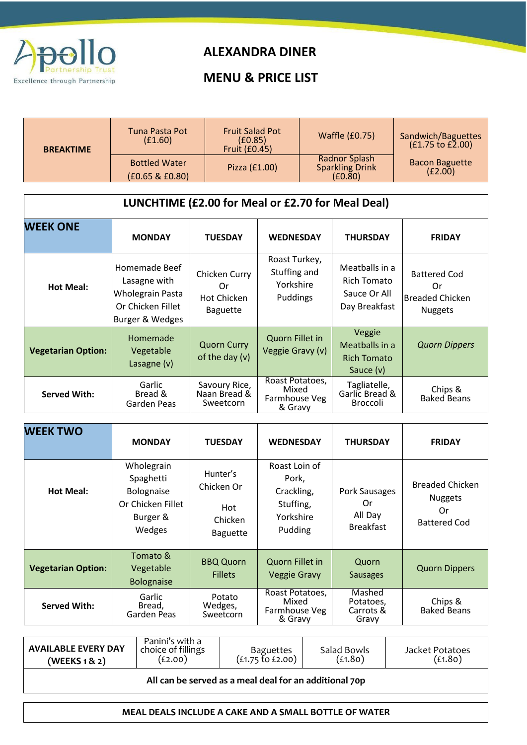Apollo Partnership Trust
Excellence through Partnership

# ALEXANDRA DINER

# MENU & PRICE LIST

| BREAKTIME | Tuna Pasta Pot (£1.60) | Fruit Salad Pot (£0.85) Fruit (£0.45) | Waffle (£0.75) | Sandwich/Baguettes (£1.75 to £2.00) |
|---|---|---|---|---|
| | Bottled Water (£0.65 & £0.80) | Pizza (£1.00) | Radnor Splash Sparkling Drink (£0.80) | Bacon Baguette (£2.00) |

## LUNCHTIME (£2.00 for Meal or £2.70 for Meal Deal)

| WEEK ONE | MONDAY | TUESDAY | WEDNESDAY | THURSDAY | FRIDAY |
|---|---|---|---|---|---|
| **Hot Meal:** | Homemade Beef Lasagne with Wholegrain Pasta Or Chicken Fillet Burger & Wedges | Chicken Curry Or Hot Chicken Baguette | Roast Turkey, Stuffing and Yorkshire Puddings | Meatballs in a Rich Tomato Sauce Or All Day Breakfast | Battered Cod Or Breaded Chicken Nuggets |
| **Vegetarian Option:** | Homemade Vegetable Lasagne (v) | Quorn Curry of the day (v) | Quorn Fillet in Veggie Gravy (v) | Veggie Meatballs in a Rich Tomato Sauce (v) | *Quorn Dippers* |
| **Served With:** | Garlic Bread & Garden Peas | Savoury Rice, Naan Bread & Sweetcorn | Roast Potatoes, Mixed Farmhouse Veg & Gravy | Tagliatelle, Garlic Bread & Broccoli | Chips & Baked Beans |

| WEEK TWO | MONDAY | TUESDAY | WEDNESDAY | THURSDAY | FRIDAY |
|---|---|---|---|---|---|
| **Hot Meal:** | Wholegrain Spaghetti Bolognaise Or Chicken Fillet Burger & Wedges | Hunter's Chicken Or Hot Chicken Baguette | Roast Loin of Pork, Crackling, Stuffing, Yorkshire Pudding | Pork Sausages Or All Day Breakfast | Breaded Chicken Nuggets Or Battered Cod |
| **Vegetarian Option:** | Tomato & Vegetable Bolognaise | BBQ Quorn Fillets | Quorn Fillet in Veggie Gravy | Quorn Sausages | Quorn Dippers |
| **Served With:** | Garlic Bread, Garden Peas | Potato Wedges, Sweetcorn | Roast Potatoes, Mixed Farmhouse Veg & Gravy | Mashed Potatoes, Carrots & Gravy | Chips & Baked Beans |

| AVAILABLE EVERY DAY (WEEKS 1 & 2) | Panini's with a choice of fillings (£2.00) | Baguettes (£1.75 to £2.00) | Salad Bowls (£1.80) | Jacket Potatoes (£1.80) |
|---|---|---|---|---|
| **All can be served as a meal deal for an additional 70p** | | | | |

**MEAL DEALS INCLUDE A CAKE AND A SMALL BOTTLE OF WATER**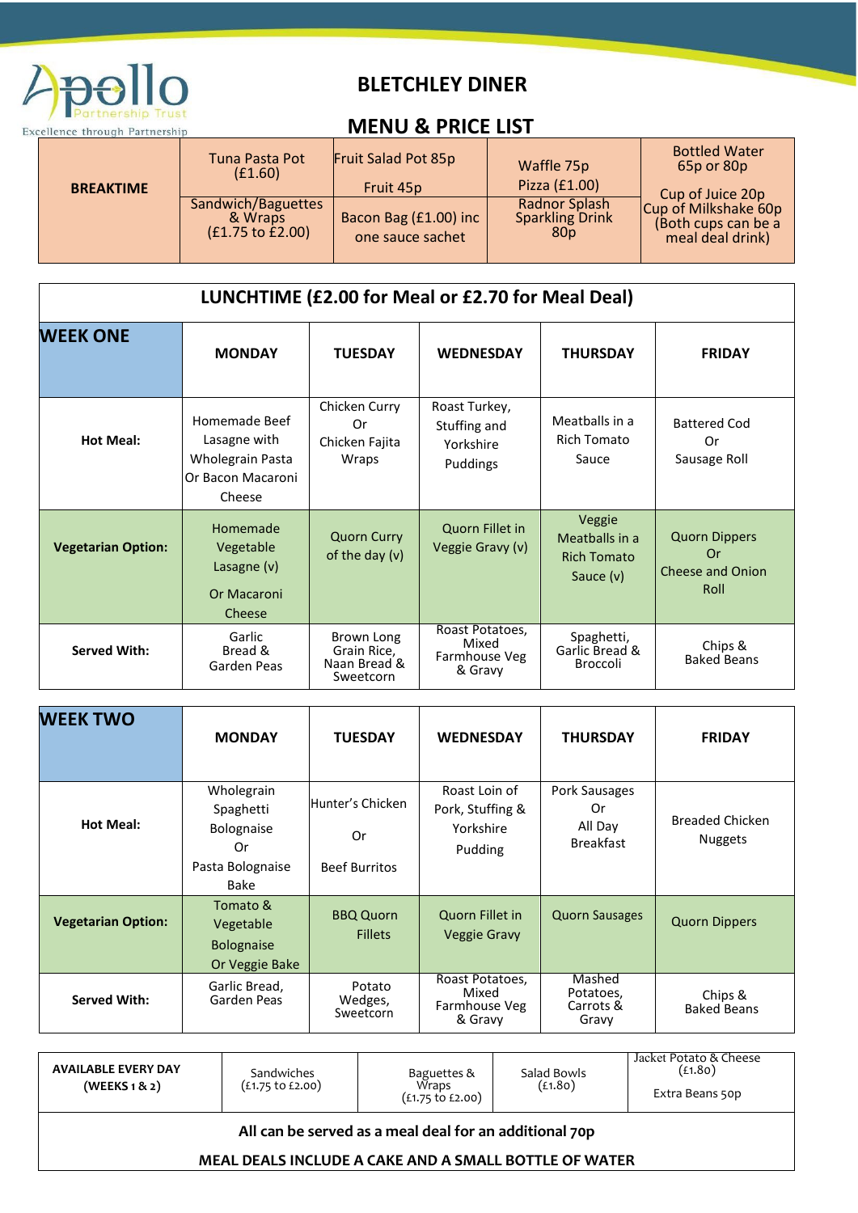# BLETCHLEY DINER

## MENU & PRICE LIST

| BREAKTIME | Tuna Pasta Pot (£1.60) | Fruit Salad Pot 85p<br>Fruit 45p | Waffle 75p<br>Pizza (£1.00) | Bottled Water 65p or 80p<br>Cup of Juice 20p |
|---|---|---|---|---|
| | Sandwich/Baguettes & Wraps (£1.75 to £2.00) | Bacon Bag (£1.00) inc one sauce sachet | Radnor Splash Sparkling Drink 80p | Cup of Milkshake 60p (Both cups can be a meal deal drink) |

## LUNCHTIME (£2.00 for Meal or £2.70 for Meal Deal)

| WEEK ONE | MONDAY | TUESDAY | WEDNESDAY | THURSDAY | FRIDAY |
|---|---|---|---|---|---|
| **Hot Meal:** | Homemade Beef Lasagne with Wholegrain Pasta Or Bacon Macaroni Cheese | Chicken Curry Or Chicken Fajita Wraps | Roast Turkey, Stuffing and Yorkshire Puddings | Meatballs in a Rich Tomato Sauce | Battered Cod Or Sausage Roll |
| **Vegetarian Option:** | Homemade Vegetable Lasagne (v) Or Macaroni Cheese | Quorn Curry of the day (v) | Quorn Fillet in Veggie Gravy (v) | Veggie Meatballs in a Rich Tomato Sauce (v) | Quorn Dippers Or Cheese and Onion Roll |
| **Served With:** | Garlic Bread & Garden Peas | Brown Long Grain Rice, Naan Bread & Sweetcorn | Roast Potatoes, Mixed Farmhouse Veg & Gravy | Spaghetti, Garlic Bread & Broccoli | Chips & Baked Beans |

| WEEK TWO | MONDAY | TUESDAY | WEDNESDAY | THURSDAY | FRIDAY |
|---|---|---|---|---|---|
| **Hot Meal:** | Wholegrain Spaghetti Bolognaise Or Pasta Bolognaise Bake | Hunter's Chicken Or Beef Burritos | Roast Loin of Pork, Stuffing & Yorkshire Pudding | Pork Sausages Or All Day Breakfast | Breaded Chicken Nuggets |
| **Vegetarian Option:** | Tomato & Vegetable Bolognaise Or Veggie Bake | BBQ Quorn Fillets | Quorn Fillet in Veggie Gravy | Quorn Sausages | Quorn Dippers |
| **Served With:** | Garlic Bread, Garden Peas | Potato Wedges, Sweetcorn | Roast Potatoes, Mixed Farmhouse Veg & Gravy | Mashed Potatoes, Carrots & Gravy | Chips & Baked Beans |

| AVAILABLE EVERY DAY (WEEKS 1 & 2) | Sandwiches (£1.75 to £2.00) | Baguettes & Wraps (£1.75 to £2.00) | Salad Bowls (£1.80) | Jacket Potato & Cheese (£1.80)<br>Extra Beans 50p |
|---|---|---|---|---|

**All can be served as a meal deal for an additional 70p**

**MEAL DEALS INCLUDE A CAKE AND A SMALL BOTTLE OF WATER**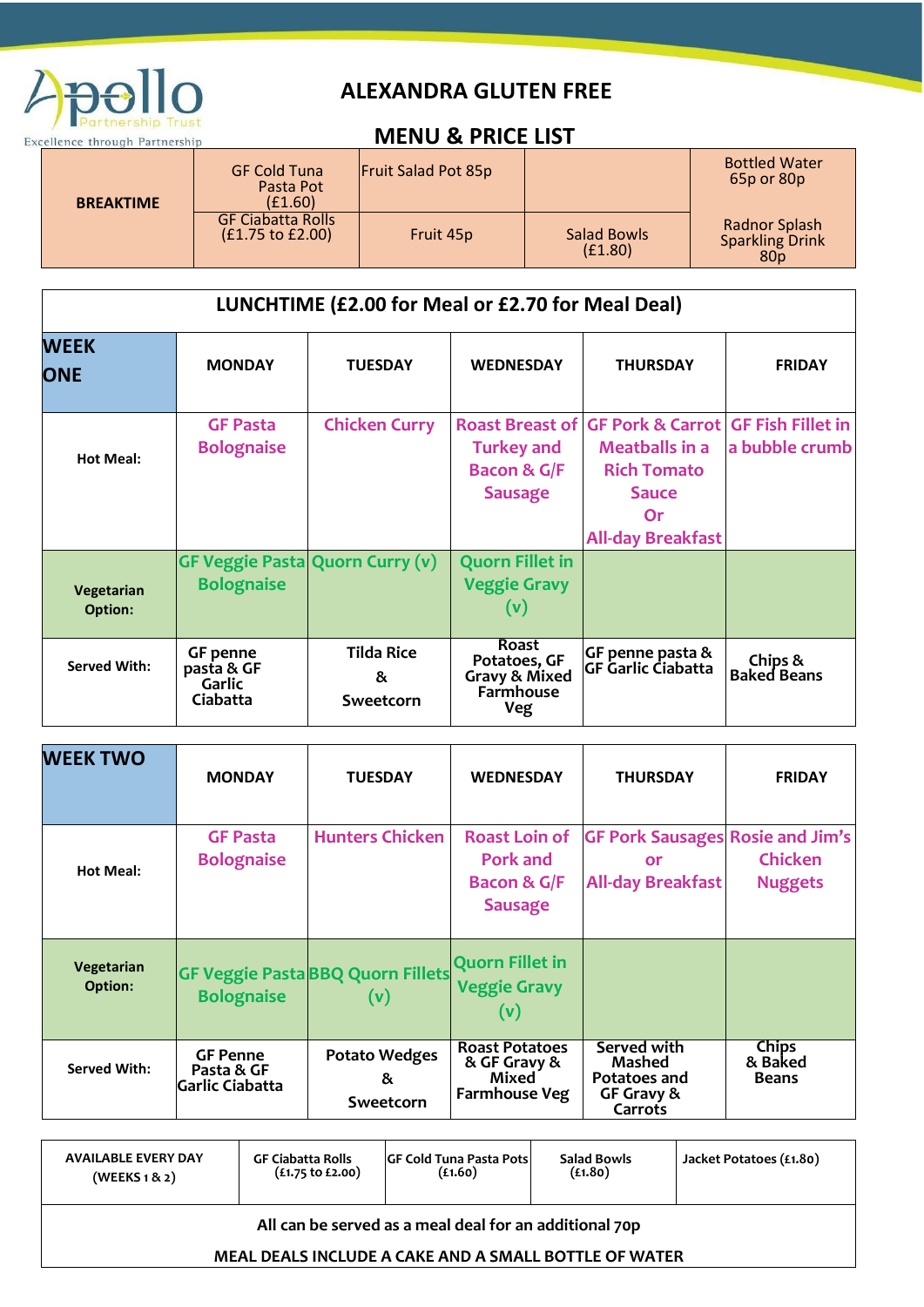Apollo Partnership Trust
Excellence through Partnership

# ALEXANDRA GLUTEN FREE

## MENU & PRICE LIST

| BREAKTIME | GF Cold Tuna Pasta Pot (£1.60) | Fruit Salad Pot 85p | | Bottled Water 65p or 80p |
|---|---|---|---|---|
| | GF Ciabatta Rolls (£1.75 to £2.00) | Fruit 45p | Salad Bowls (£1.80) | Radnor Splash Sparkling Drink 80p |

## LUNCHTIME (£2.00 for Meal or £2.70 for Meal Deal)

| WEEK ONE | MONDAY | TUESDAY | WEDNESDAY | THURSDAY | FRIDAY |
|---|---|---|---|---|---|
| Hot Meal: | GF Pasta Bolognaise | Chicken Curry | Roast Breast of Turkey and Bacon & G/F Sausage | GF Pork & Carrot Meatballs in a Rich Tomato Sauce Or All-day Breakfast | GF Fish Fillet in a bubble crumb |
| Vegetarian Option: | GF Veggie Pasta Bolognaise | Quorn Curry (v) | Quorn Fillet in Veggie Gravy (v) | | |
| Served With: | GF penne pasta & GF Garlic Ciabatta | Tilda Rice & Sweetcorn | Roast Potatoes, GF Gravy & Mixed Farmhouse Veg | GF penne pasta & GF Garlic Ciabatta | Chips & Baked Beans |

| WEEK TWO | MONDAY | TUESDAY | WEDNESDAY | THURSDAY | FRIDAY |
|---|---|---|---|---|---|
| Hot Meal: | GF Pasta Bolognaise | Hunters Chicken | Roast Loin of Pork and Bacon & G/F Sausage | GF Pork Sausages or All-day Breakfast | Rosie and Jim's Chicken Nuggets |
| Vegetarian Option: | GF Veggie Pasta Bolognaise | BBQ Quorn Fillets (v) | Quorn Fillet in Veggie Gravy (v) | | |
| Served With: | GF Penne Pasta & GF Garlic Ciabatta | Potato Wedges & Sweetcorn | Roast Potatoes & GF Gravy & Mixed Farmhouse Veg | Served with Mashed Potatoes and GF Gravy & Carrots | Chips & Baked Beans |

| AVAILABLE EVERY DAY (WEEKS 1 & 2) | GF Ciabatta Rolls (£1.75 to £2.00) | GF Cold Tuna Pasta Pots (£1.60) | Salad Bowls (£1.80) | Jacket Potatoes (£1.80) |
|---|---|---|---|---|

All can be served as a meal deal for an additional 70p

MEAL DEALS INCLUDE A CAKE AND A SMALL BOTTLE OF WATER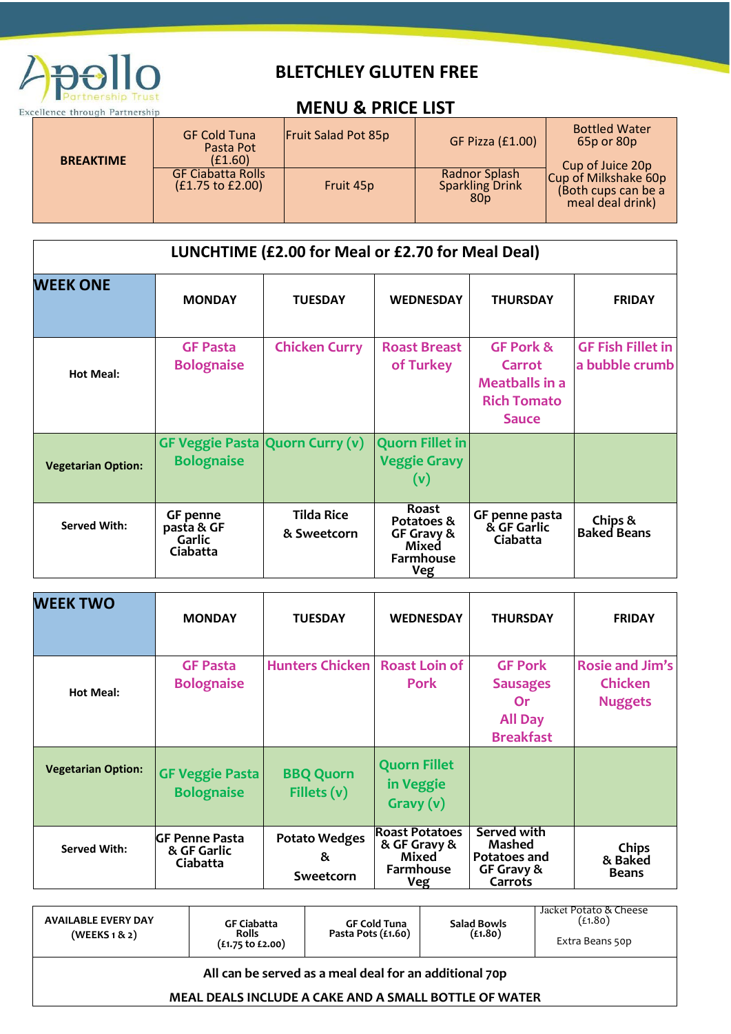# BLETCHLEY GLUTEN FREE

## MENU & PRICE LIST

| | | | | |
|---|---|---|---|---|
| **BREAKTIME** | GF Cold Tuna Pasta Pot (£1.60) | Fruit Salad Pot 85p | GF Pizza (£1.00) | Bottled Water 65p or 80p |
| | GF Ciabatta Rolls (£1.75 to £2.00) | Fruit 45p | Radnor Splash Sparkling Drink 80p | Cup of Juice 20p Cup of Milkshake 60p (Both cups can be a meal deal drink) |

**LUNCHTIME (£2.00 for Meal or £2.70 for Meal Deal)**

| **WEEK ONE** | **MONDAY** | **TUESDAY** | **WEDNESDAY** | **THURSDAY** | **FRIDAY** |
|---|---|---|---|---|---|
| **Hot Meal:** | GF Pasta Bolognaise | Chicken Curry | Roast Breast of Turkey | GF Pork & Carrot Meatballs in a Rich Tomato Sauce | GF Fish Fillet in a bubble crumb |
| **Vegetarian Option:** | GF Veggie Pasta Bolognaise | Quorn Curry (v) | Quorn Fillet in Veggie Gravy (v) | | |
| **Served With:** | GF penne pasta & GF Garlic Ciabatta | Tilda Rice & Sweetcorn | Roast Potatoes & GF Gravy & Mixed Farmhouse Veg | GF penne pasta & GF Garlic Ciabatta | Chips & Baked Beans |

| **WEEK TWO** | **MONDAY** | **TUESDAY** | **WEDNESDAY** | **THURSDAY** | **FRIDAY** |
|---|---|---|---|---|---|
| **Hot Meal:** | GF Pasta Bolognaise | Hunters Chicken | Roast Loin of Pork | GF Pork Sausages Or All Day Breakfast | Rosie and Jim's Chicken Nuggets |
| **Vegetarian Option:** | GF Veggie Pasta Bolognaise | BBQ Quorn Fillets (v) | Quorn Fillet in Veggie Gravy (v) | | |
| **Served With:** | GF Penne Pasta & GF Garlic Ciabatta | Potato Wedges & Sweetcorn | Roast Potatoes & GF Gravy & Mixed Farmhouse Veg | Served with Mashed Potatoes and GF Gravy & Carrots | Chips & Baked Beans |

| | | | | |
|---|---|---|---|---|
| **AVAILABLE EVERY DAY (WEEKS 1 & 2)** | GF Ciabatta Rolls (£1.75 to £2.00) | GF Cold Tuna Pasta Pots (£1.60) | Salad Bowls (£1.80) | Jacket Potato & Cheese (£1.80) Extra Beans 50p |

**All can be served as a meal deal for an additional 70p**

**MEAL DEALS INCLUDE A CAKE AND A SMALL BOTTLE OF WATER**